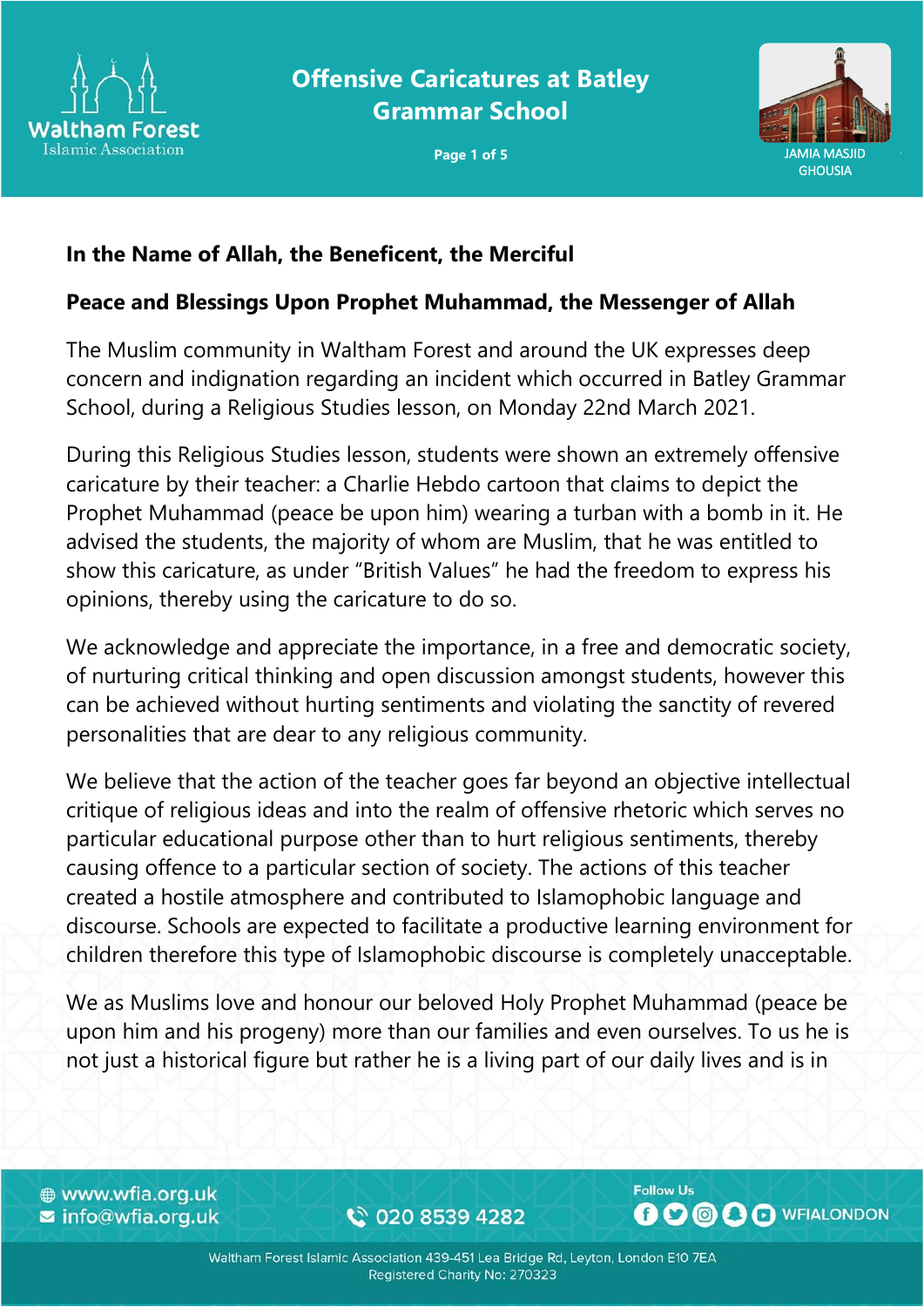# Offensive Caricatures at Batley Grammar School

**In the Name of Allah, the Beneficent, the Merciful**

**Peace and Blessings Upon Prophet Muhammad, the Messenger of Allah**

The Muslim community in Waltham Forest and around the UK expresses deep concern and indignation regarding an incident which occurred in Batley Grammar School, during a Religious Studies lesson, on Monday 22nd March 2021.

During this Religious Studies lesson, students were shown an extremely offensive caricature by their teacher: a Charlie Hebdo cartoon that claims to depict the Prophet Muhammad (peace be upon him) wearing a turban with a bomb in it. He advised the students, the majority of whom are Muslim, that he was entitled to show this caricature, as under "British Values" he had the freedom to express his opinions, thereby using the caricature to do so.

We acknowledge and appreciate the importance, in a free and democratic society, of nurturing critical thinking and open discussion amongst students, however this can be achieved without hurting sentiments and violating the sanctity of revered personalities that are dear to any religious community.

We believe that the action of the teacher goes far beyond an objective intellectual critique of religious ideas and into the realm of offensive rhetoric which serves no particular educational purpose other than to hurt religious sentiments, thereby causing offence to a particular section of society. The actions of this teacher created a hostile atmosphere and contributed to Islamophobic language and discourse. Schools are expected to facilitate a productive learning environment for children therefore this type of Islamophobic discourse is completely unacceptable.

We as Muslims love and honour our beloved Holy Prophet Muhammad (peace be upon him and his progeny) more than our families and even ourselves. To us he is not just a historical figure but rather he is a living part of our daily lives and is in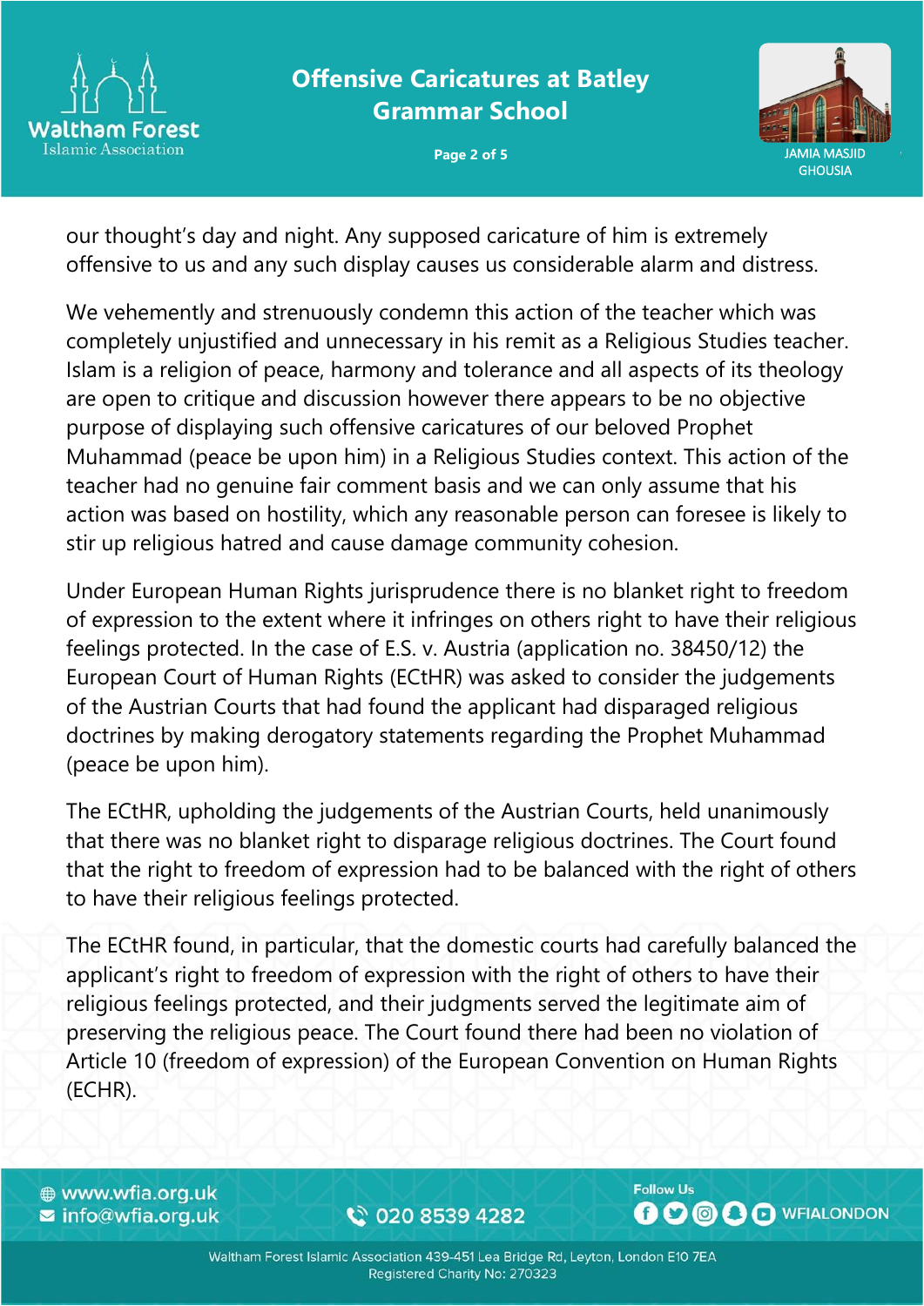our thought's day and night. Any supposed caricature of him is extremely offensive to us and any such display causes us considerable alarm and distress.

We vehemently and strenuously condemn this action of the teacher which was completely unjustified and unnecessary in his remit as a Religious Studies teacher. Islam is a religion of peace, harmony and tolerance and all aspects of its theology are open to critique and discussion however there appears to be no objective purpose of displaying such offensive caricatures of our beloved Prophet Muhammad (peace be upon him) in a Religious Studies context. This action of the teacher had no genuine fair comment basis and we can only assume that his action was based on hostility, which any reasonable person can foresee is likely to stir up religious hatred and cause damage community cohesion.

Under European Human Rights jurisprudence there is no blanket right to freedom of expression to the extent where it infringes on others right to have their religious feelings protected. In the case of E.S. v. Austria (application no. 38450/12) the European Court of Human Rights (ECtHR) was asked to consider the judgements of the Austrian Courts that had found the applicant had disparaged religious doctrines by making derogatory statements regarding the Prophet Muhammad (peace be upon him).

The ECtHR, upholding the judgements of the Austrian Courts, held unanimously that there was no blanket right to disparage religious doctrines. The Court found that the right to freedom of expression had to be balanced with the right of others to have their religious feelings protected.

The ECtHR found, in particular, that the domestic courts had carefully balanced the applicant's right to freedom of expression with the right of others to have their religious feelings protected, and their judgments served the legitimate aim of preserving the religious peace. The Court found there had been no violation of Article 10 (freedom of expression) of the European Convention on Human Rights (ECHR).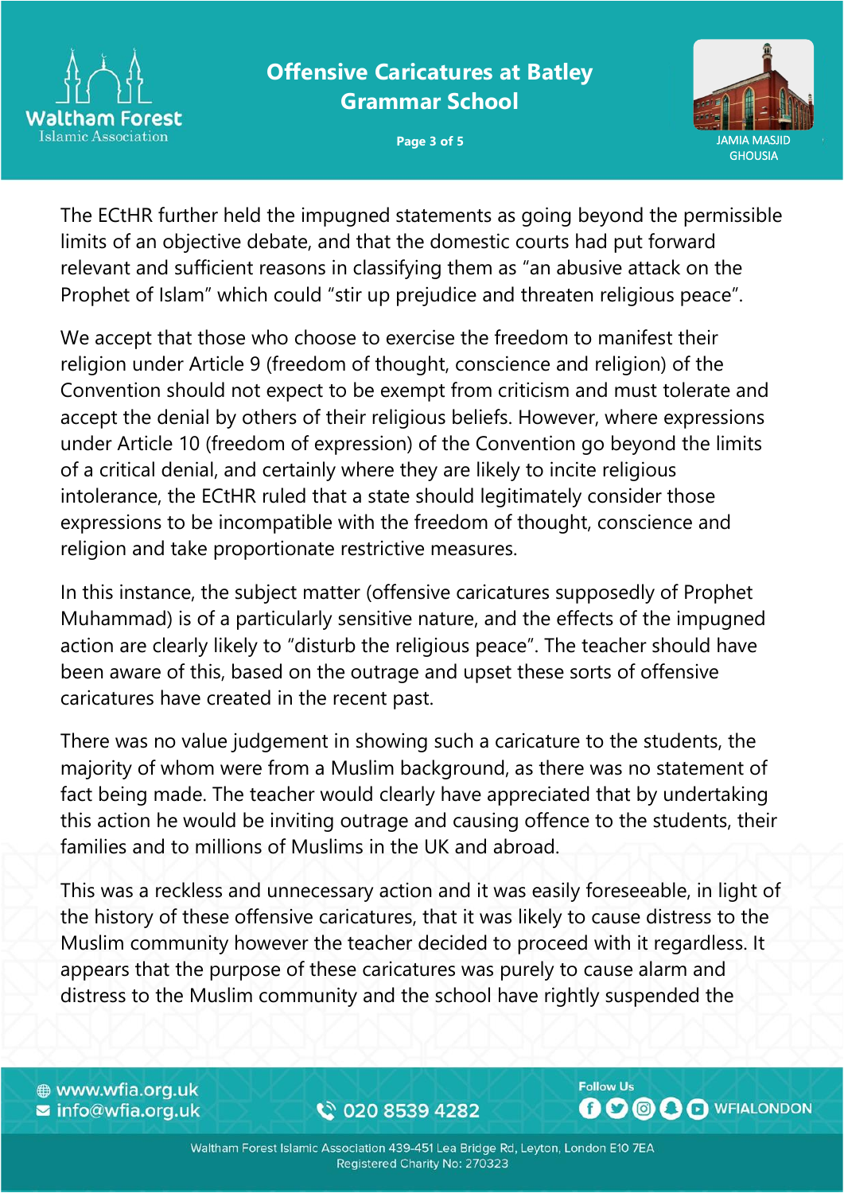The ECtHR further held the impugned statements as going beyond the permissible limits of an objective debate, and that the domestic courts had put forward relevant and sufficient reasons in classifying them as "an abusive attack on the Prophet of Islam" which could "stir up prejudice and threaten religious peace".

We accept that those who choose to exercise the freedom to manifest their religion under Article 9 (freedom of thought, conscience and religion) of the Convention should not expect to be exempt from criticism and must tolerate and accept the denial by others of their religious beliefs. However, where expressions under Article 10 (freedom of expression) of the Convention go beyond the limits of a critical denial, and certainly where they are likely to incite religious intolerance, the ECtHR ruled that a state should legitimately consider those expressions to be incompatible with the freedom of thought, conscience and religion and take proportionate restrictive measures.

In this instance, the subject matter (offensive caricatures supposedly of Prophet Muhammad) is of a particularly sensitive nature, and the effects of the impugned action are clearly likely to "disturb the religious peace". The teacher should have been aware of this, based on the outrage and upset these sorts of offensive caricatures have created in the recent past.

There was no value judgement in showing such a caricature to the students, the majority of whom were from a Muslim background, as there was no statement of fact being made. The teacher would clearly have appreciated that by undertaking this action he would be inviting outrage and causing offence to the students, their families and to millions of Muslims in the UK and abroad.

This was a reckless and unnecessary action and it was easily foreseeable, in light of the history of these offensive caricatures, that it was likely to cause distress to the Muslim community however the teacher decided to proceed with it regardless. It appears that the purpose of these caricatures was purely to cause alarm and distress to the Muslim community and the school have rightly suspended the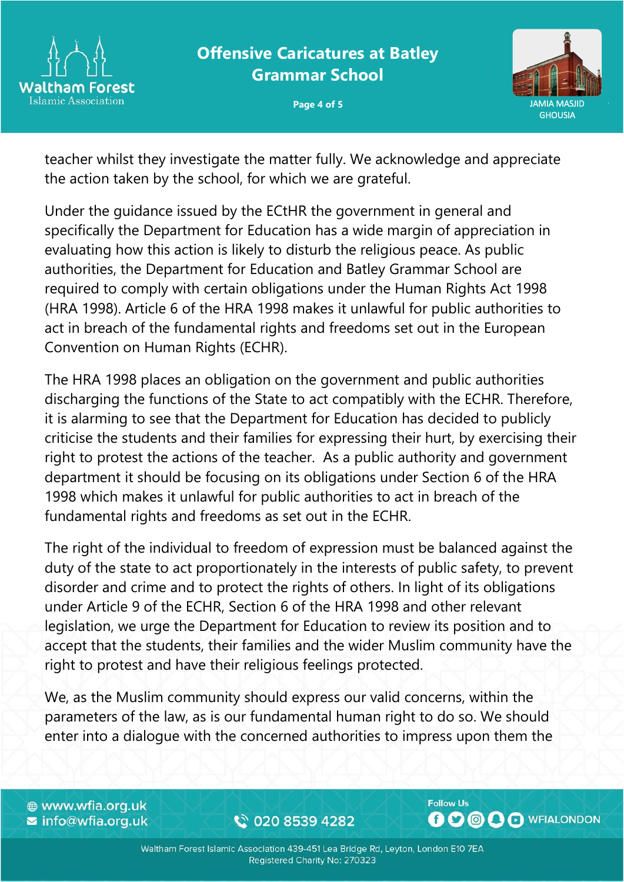teacher whilst they investigate the matter fully. We acknowledge and appreciate the action taken by the school, for which we are grateful.

Under the guidance issued by the ECtHR the government in general and specifically the Department for Education has a wide margin of appreciation in evaluating how this action is likely to disturb the religious peace. As public authorities, the Department for Education and Batley Grammar School are required to comply with certain obligations under the Human Rights Act 1998 (HRA 1998). Article 6 of the HRA 1998 makes it unlawful for public authorities to act in breach of the fundamental rights and freedoms set out in the European Convention on Human Rights (ECHR).

The HRA 1998 places an obligation on the government and public authorities discharging the functions of the State to act compatibly with the ECHR. Therefore, it is alarming to see that the Department for Education has decided to publicly criticise the students and their families for expressing their hurt, by exercising their right to protest the actions of the teacher. As a public authority and government department it should be focusing on its obligations under Section 6 of the HRA 1998 which makes it unlawful for public authorities to act in breach of the fundamental rights and freedoms as set out in the ECHR.

The right of the individual to freedom of expression must be balanced against the duty of the state to act proportionately in the interests of public safety, to prevent disorder and crime and to protect the rights of others. In light of its obligations under Article 9 of the ECHR, Section 6 of the HRA 1998 and other relevant legislation, we urge the Department for Education to review its position and to accept that the students, their families and the wider Muslim community have the right to protest and have their religious feelings protected.

We, as the Muslim community should express our valid concerns, within the parameters of the law, as is our fundamental human right to do so. We should enter into a dialogue with the concerned authorities to impress upon them the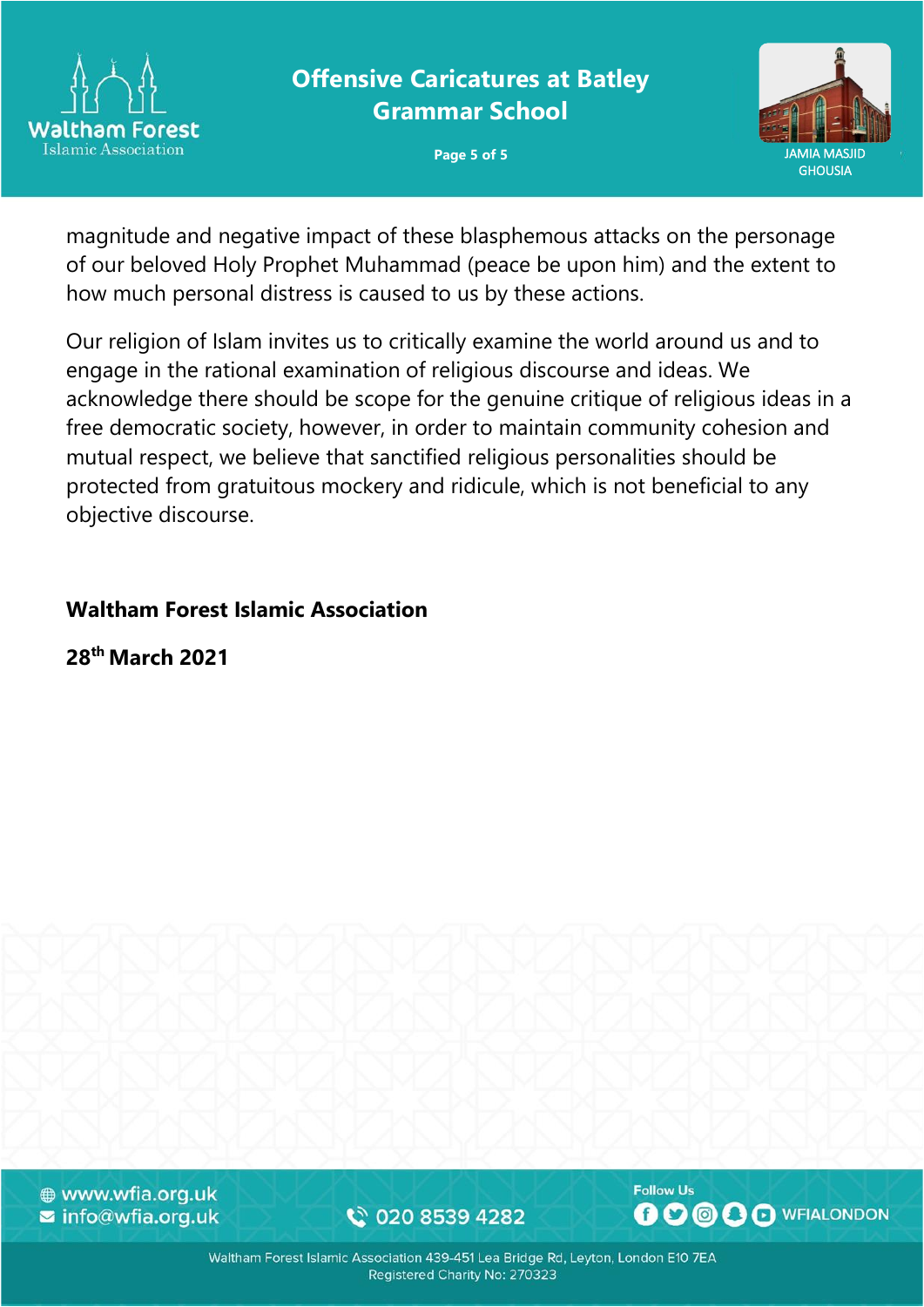magnitude and negative impact of these blasphemous attacks on the personage of our beloved Holy Prophet Muhammad (peace be upon him) and the extent to how much personal distress is caused to us by these actions.

Our religion of Islam invites us to critically examine the world around us and to engage in the rational examination of religious discourse and ideas. We acknowledge there should be scope for the genuine critique of religious ideas in a free democratic society, however, in order to maintain community cohesion and mutual respect, we believe that sanctified religious personalities should be protected from gratuitous mockery and ridicule, which is not beneficial to any objective discourse.

**Waltham Forest Islamic Association**

**28th March 2021**